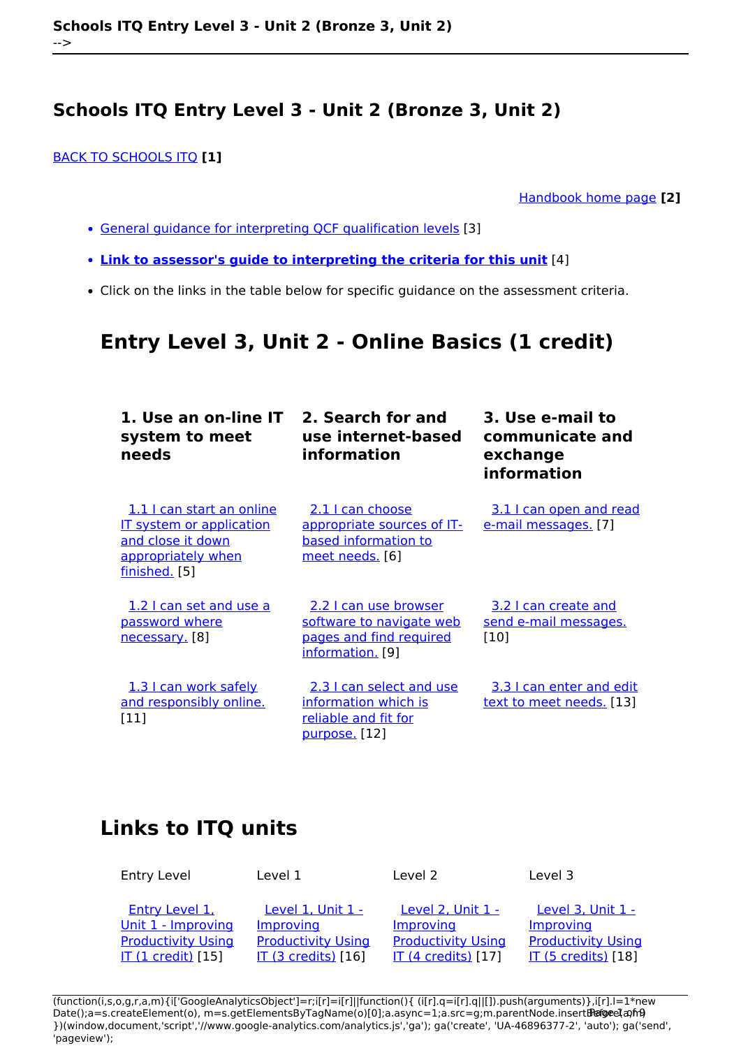# Schools ITQ Entry Level 3 - Unit 2 (Bronze 3, Unit 2)

BACK TO SCHOOLS ITQ **[1]**

Handbook home page **[2]**

- General guidance for interpreting QCF qualification levels [3]
- **Link to assessor's guide to interpreting the criteria for this unit** [4]
- Click on the links in the table below for specific guidance on the assessment criteria.

## Entry Level 3, Unit 2 - Online Basics (1 credit)

| 1. Use an on-line IT system to meet needs | 2. Search for and use internet-based information | 3. Use e-mail to communicate and exchange information |
|---|---|---|
| 1.1 I can start an online IT system or application and close it down appropriately when finished. [5] | 2.1 I can choose appropriate sources of IT-based information to meet needs. [6] | 3.1 I can open and read e-mail messages. [7] |
| 1.2 I can set and use a password where necessary. [8] | 2.2 I can use browser software to navigate web pages and find required information. [9] | 3.2 I can create and send e-mail messages. [10] |
| 1.3 I can work safely and responsibly online. [11] | 2.3 I can select and use information which is reliable and fit for purpose. [12] | 3.3 I can enter and edit text to meet needs. [13] |

## Links to ITQ units

| Entry Level | Level 1 | Level 2 | Level 3 |
|---|---|---|---|
| Entry Level 1, Unit 1 - Improving Productivity Using IT (1 credit) [15] | Level 1, Unit 1 - Improving Productivity Using IT (3 credits) [16] | Level 2, Unit 1 - Improving Productivity Using IT (4 credits) [17] | Level 3, Unit 1 - Improving Productivity Using IT (5 credits) [18] |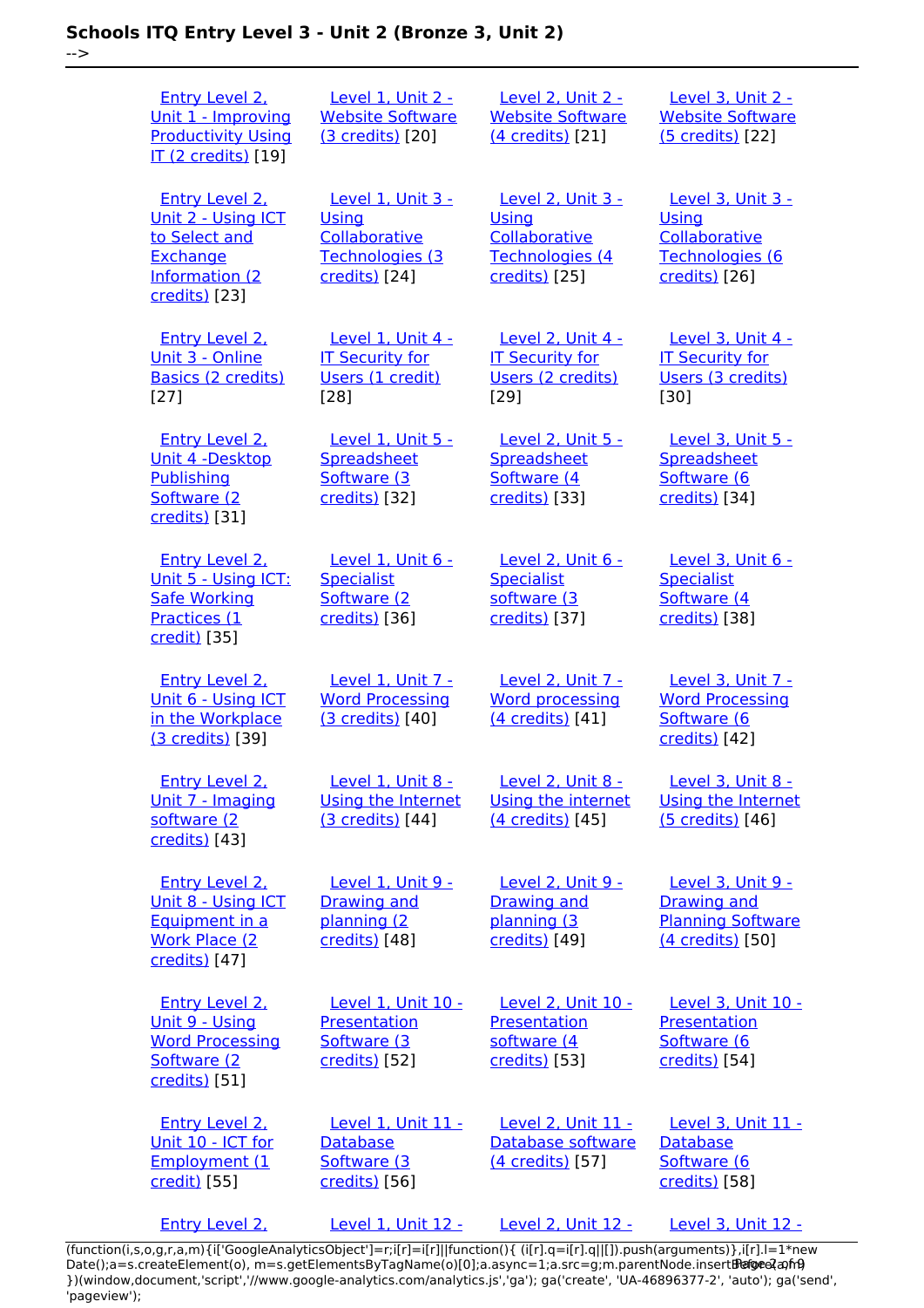# Schools ITQ Entry Level 3 - Unit 2 (Bronze 3, Unit 2)

-->

| | | | |
|---|---|---|---|
| Entry Level 2, Unit 1 - Improving Productivity Using IT (2 credits) [19] | Level 1, Unit 2 - Website Software (3 credits) [20] | Level 2, Unit 2 - Website Software (4 credits) [21] | Level 3, Unit 2 - Website Software (5 credits) [22] |
| Entry Level 2, Unit 2 - Using ICT to Select and Exchange Information (2 credits) [23] | Level 1, Unit 3 - Using Collaborative Technologies (3 credits) [24] | Level 2, Unit 3 - Using Collaborative Technologies (4 credits) [25] | Level 3, Unit 3 - Using Collaborative Technologies (6 credits) [26] |
| Entry Level 2, Unit 3 - Online Basics (2 credits) [27] | Level 1, Unit 4 - IT Security for Users (1 credit) [28] | Level 2, Unit 4 - IT Security for Users (2 credits) [29] | Level 3, Unit 4 - IT Security for Users (3 credits) [30] |
| Entry Level 2, Unit 4 -Desktop Publishing Software (2 credits) [31] | Level 1, Unit 5 - Spreadsheet Software (3 credits) [32] | Level 2, Unit 5 - Spreadsheet Software (4 credits) [33] | Level 3, Unit 5 - Spreadsheet Software (6 credits) [34] |
| Entry Level 2, Unit 5 - Using ICT: Safe Working Practices (1 credit) [35] | Level 1, Unit 6 - Specialist Software (2 credits) [36] | Level 2, Unit 6 - Specialist software (3 credits) [37] | Level 3, Unit 6 - Specialist Software (4 credits) [38] |
| Entry Level 2, Unit 6 - Using ICT in the Workplace (3 credits) [39] | Level 1, Unit 7 - Word Processing (3 credits) [40] | Level 2, Unit 7 - Word processing (4 credits) [41] | Level 3, Unit 7 - Word Processing Software (6 credits) [42] |
| Entry Level 2, Unit 7 - Imaging software (2 credits) [43] | Level 1, Unit 8 - Using the Internet (3 credits) [44] | Level 2, Unit 8 - Using the internet (4 credits) [45] | Level 3, Unit 8 - Using the Internet (5 credits) [46] |
| Entry Level 2, Unit 8 - Using ICT Equipment in a Work Place (2 credits) [47] | Level 1, Unit 9 - Drawing and planning (2 credits) [48] | Level 2, Unit 9 - Drawing and planning (3 credits) [49] | Level 3, Unit 9 - Drawing and Planning Software (4 credits) [50] |
| Entry Level 2, Unit 9 - Using Word Processing Software (2 credits) [51] | Level 1, Unit 10 - Presentation Software (3 credits) [52] | Level 2, Unit 10 - Presentation software (4 credits) [53] | Level 3, Unit 10 - Presentation Software (6 credits) [54] |
| Entry Level 2, Unit 10 - ICT for Employment (1 credit) [55] | Level 1, Unit 11 - Database Software (3 credits) [56] | Level 2, Unit 11 - Database software (4 credits) [57] | Level 3, Unit 11 - Database Software (6 credits) [58] |
| Entry Level 2, | Level 1, Unit 12 - | Level 2, Unit 12 - | Level 3, Unit 12 - |

```
(function(i,s,o,g,r,a,m){i['GoogleAnalyticsObject']=r;i[r]=i[r]||function(){ (i[r].q=i[r].q||[]).push(arguments)},i[r].l=1*new Date();a=s.createElement(o), m=s.getElementsByTagName(o)[0];a.async=1;a.src=g;m.parentNode.insertBefore(a,m) })(window,document,'script','//www.google-analytics.com/analytics.js','ga'); ga('create', 'UA-46896377-2', 'auto'); ga('send', 'pageview');
```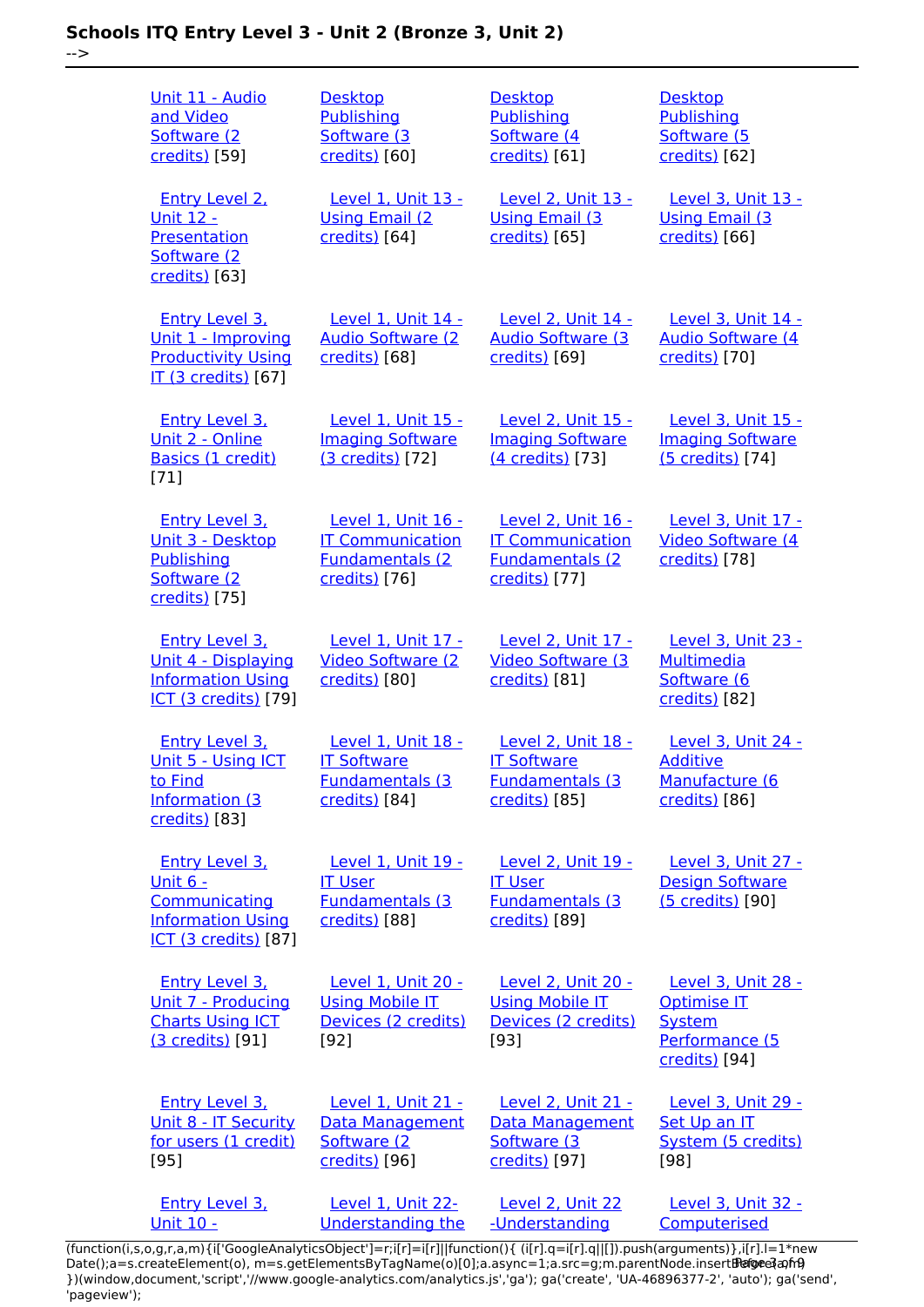| | | | |
|---|---|---|---|
| Unit 11 - Audio and Video Software (2 credits) [59] | Desktop Publishing Software (3 credits) [60] | Desktop Publishing Software (4 credits) [61] | Desktop Publishing Software (5 credits) [62] |
| Entry Level 2, Unit 12 - Presentation Software (2 credits) [63] | Level 1, Unit 13 - Using Email (2 credits) [64] | Level 2, Unit 13 - Using Email (3 credits) [65] | Level 3, Unit 13 - Using Email (3 credits) [66] |
| Entry Level 3, Unit 1 - Improving Productivity Using IT (3 credits) [67] | Level 1, Unit 14 - Audio Software (2 credits) [68] | Level 2, Unit 14 - Audio Software (3 credits) [69] | Level 3, Unit 14 - Audio Software (4 credits) [70] |
| Entry Level 3, Unit 2 - Online Basics (1 credit) [71] | Level 1, Unit 15 - Imaging Software (3 credits) [72] | Level 2, Unit 15 - Imaging Software (4 credits) [73] | Level 3, Unit 15 - Imaging Software (5 credits) [74] |
| Entry Level 3, Unit 3 - Desktop Publishing Software (2 credits) [75] | Level 1, Unit 16 - IT Communication Fundamentals (2 credits) [76] | Level 2, Unit 16 - IT Communication Fundamentals (2 credits) [77] | Level 3, Unit 17 - Video Software (4 credits) [78] |
| Entry Level 3, Unit 4 - Displaying Information Using ICT (3 credits) [79] | Level 1, Unit 17 - Video Software (2 credits) [80] | Level 2, Unit 17 - Video Software (3 credits) [81] | Level 3, Unit 23 - Multimedia Software (6 credits) [82] |
| Entry Level 3, Unit 5 - Using ICT to Find Information (3 credits) [83] | Level 1, Unit 18 - IT Software Fundamentals (3 credits) [84] | Level 2, Unit 18 - IT Software Fundamentals (3 credits) [85] | Level 3, Unit 24 - Additive Manufacture (6 credits) [86] |
| Entry Level 3, Unit 6 - Communicating Information Using ICT (3 credits) [87] | Level 1, Unit 19 - IT User Fundamentals (3 credits) [88] | Level 2, Unit 19 - IT User Fundamentals (3 credits) [89] | Level 3, Unit 27 - Design Software (5 credits) [90] |
| Entry Level 3, Unit 7 - Producing Charts Using ICT (3 credits) [91] | Level 1, Unit 20 - Using Mobile IT Devices (2 credits) [92] | Level 2, Unit 20 - Using Mobile IT Devices (2 credits) [93] | Level 3, Unit 28 - Optimise IT System Performance (5 credits) [94] |
| Entry Level 3, Unit 8 - IT Security for users (1 credit) [95] | Level 1, Unit 21 - Data Management Software (2 credits) [96] | Level 2, Unit 21 - Data Management Software (3 credits) [97] | Level 3, Unit 29 - Set Up an IT System (5 credits) [98] |
| Entry Level 3, Unit 10 - | Level 1, Unit 22- Understanding the | Level 2, Unit 22 -Understanding | Level 3, Unit 32 - Computerised |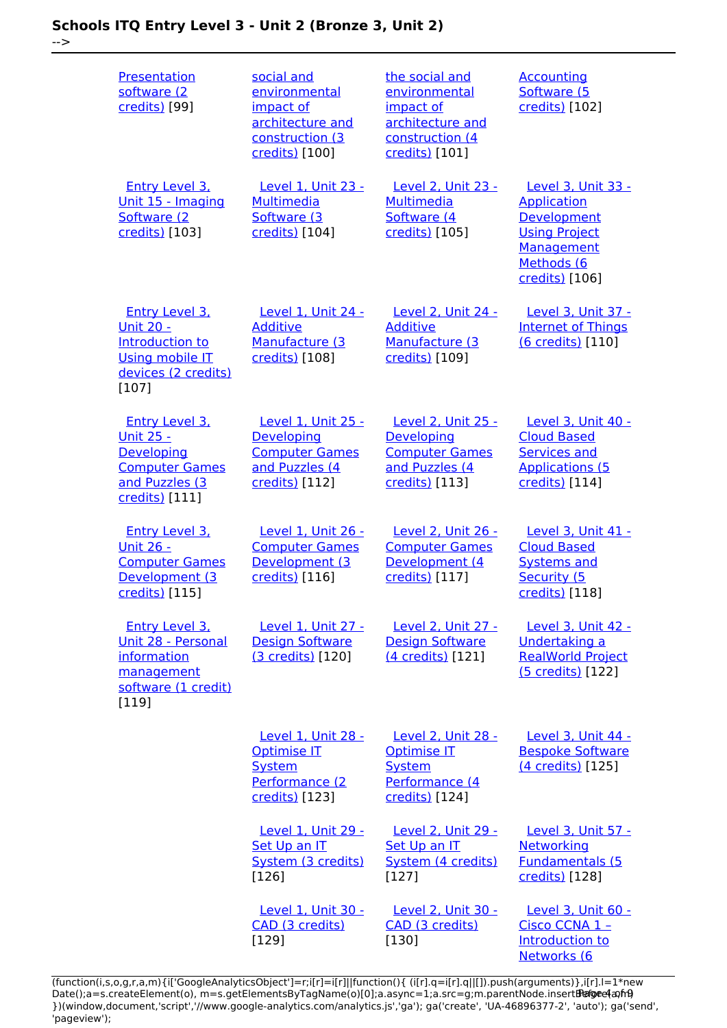| | | | |
|---|---|---|---|
| Presentation software (2 credits) [99] | social and environmental impact of architecture and construction (3 credits) [100] | the social and environmental impact of architecture and construction (4 credits) [101] | Accounting Software (5 credits) [102] |
| Entry Level 3, Unit 15 - Imaging Software (2 credits) [103] | Level 1, Unit 23 - Multimedia Software (3 credits) [104] | Level 2, Unit 23 - Multimedia Software (4 credits) [105] | Level 3, Unit 33 - Application Development Using Project Management Methods (6 credits) [106] |
| Entry Level 3, Unit 20 - Introduction to Using mobile IT devices (2 credits) [107] | Level 1, Unit 24 - Additive Manufacture (3 credits) [108] | Level 2, Unit 24 - Additive Manufacture (3 credits) [109] | Level 3, Unit 37 - Internet of Things (6 credits) [110] |
| Entry Level 3, Unit 25 - Developing Computer Games and Puzzles (3 credits) [111] | Level 1, Unit 25 - Developing Computer Games and Puzzles (4 credits) [112] | Level 2, Unit 25 - Developing Computer Games and Puzzles (4 credits) [113] | Level 3, Unit 40 - Cloud Based Services and Applications (5 credits) [114] |
| Entry Level 3, Unit 26 - Computer Games Development (3 credits) [115] | Level 1, Unit 26 - Computer Games Development (3 credits) [116] | Level 2, Unit 26 - Computer Games Development (4 credits) [117] | Level 3, Unit 41 - Cloud Based Systems and Security (5 credits) [118] |
| Entry Level 3, Unit 28 - Personal information management software (1 credit) [119] | Level 1, Unit 27 - Design Software (3 credits) [120] | Level 2, Unit 27 - Design Software (4 credits) [121] | Level 3, Unit 42 - Undertaking a RealWorld Project (5 credits) [122] |
| | Level 1, Unit 28 - Optimise IT System Performance (2 credits) [123] | Level 2, Unit 28 - Optimise IT System Performance (4 credits) [124] | Level 3, Unit 44 - Bespoke Software (4 credits) [125] |
| | Level 1, Unit 29 - Set Up an IT System (3 credits) [126] | Level 2, Unit 29 - Set Up an IT System (4 credits) [127] | Level 3, Unit 57 - Networking Fundamentals (5 credits) [128] |
| | Level 1, Unit 30 - CAD (3 credits) [129] | Level 2, Unit 30 - CAD (3 credits) [130] | Level 3, Unit 60 - Cisco CCNA 1 – Introduction to Networks (6 |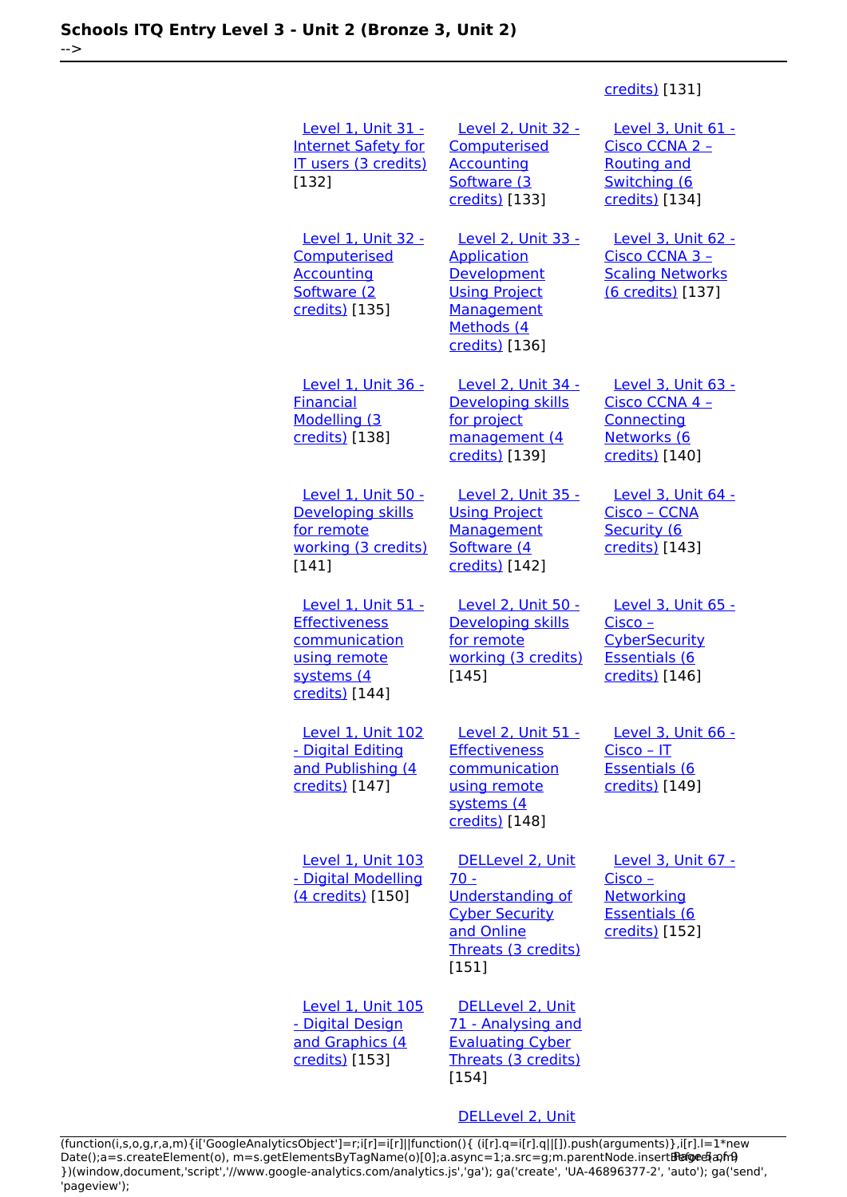| | | credits) [131] |
|---|---|---|
| Level 1, Unit 31 - Internet Safety for IT users (3 credits) [132] | Level 2, Unit 32 - Computerised Accounting Software (3 credits) [133] | Level 3, Unit 61 - Cisco CCNA 2 – Routing and Switching (6 credits) [134] |
| Level 1, Unit 32 - Computerised Accounting Software (2 credits) [135] | Level 2, Unit 33 - Application Development Using Project Management Methods (4 credits) [136] | Level 3, Unit 62 - Cisco CCNA 3 – Scaling Networks (6 credits) [137] |
| Level 1, Unit 36 - Financial Modelling (3 credits) [138] | Level 2, Unit 34 - Developing skills for project management (4 credits) [139] | Level 3, Unit 63 - Cisco CCNA 4 – Connecting Networks (6 credits) [140] |
| Level 1, Unit 50 - Developing skills for remote working (3 credits) [141] | Level 2, Unit 35 - Using Project Management Software (4 credits) [142] | Level 3, Unit 64 - Cisco – CCNA Security (6 credits) [143] |
| Level 1, Unit 51 - Effectiveness communication using remote systems (4 credits) [144] | Level 2, Unit 50 - Developing skills for remote working (3 credits) [145] | Level 3, Unit 65 - Cisco – CyberSecurity Essentials (6 credits) [146] |
| Level 1, Unit 102 - Digital Editing and Publishing (4 credits) [147] | Level 2, Unit 51 - Effectiveness communication using remote systems (4 credits) [148] | Level 3, Unit 66 - Cisco – IT Essentials (6 credits) [149] |
| Level 1, Unit 103 - Digital Modelling (4 credits) [150] | DELLevel 2, Unit 70 - Understanding of Cyber Security and Online Threats (3 credits) [151] | Level 3, Unit 67 - Cisco – Networking Essentials (6 credits) [152] |
| Level 1, Unit 105 - Digital Design and Graphics (4 credits) [153] | DELLevel 2, Unit 71 - Analysing and Evaluating Cyber Threats (3 credits) [154] | |
| | DELLevel 2, Unit | |

```
(function(i,s,o,g,r,a,m){i['GoogleAnalyticsObject']=r;i[r]=i[r]||function(){ (i[r].q=i[r].q||[]).push(arguments)},i[r].l=1*new Date();a=s.createElement(o), m=s.getElementsByTagName(o)[0];a.async=1;a.src=g;m.parentNode.insertBefore(a,m) })(window,document,'script','//www.google-analytics.com/analytics.js','ga'); ga('create', 'UA-46896377-2', 'auto'); ga('send', 'pageview');
```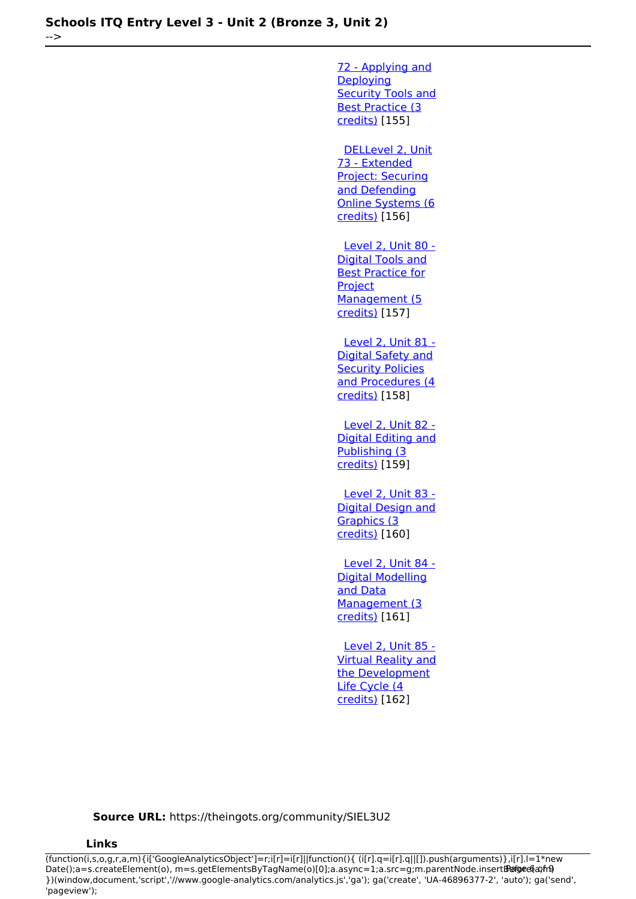72 - Applying and Deploying Security Tools and Best Practice (3 credits) [155]

DELLevel 2, Unit 73 - Extended Project: Securing and Defending Online Systems (6 credits) [156]

Level 2, Unit 80 - Digital Tools and Best Practice for Project Management (5 credits) [157]

Level 2, Unit 81 - Digital Safety and Security Policies and Procedures (4 credits) [158]

Level 2, Unit 82 - Digital Editing and Publishing (3 credits) [159]

Level 2, Unit 83 - Digital Design and Graphics (3 credits) [160]

Level 2, Unit 84 - Digital Modelling and Data Management (3 credits) [161]

Level 2, Unit 85 - Virtual Reality and the Development Life Cycle (4 credits) [162]

**Source URL:** https://theingots.org/community/SIEL3U2

**Links**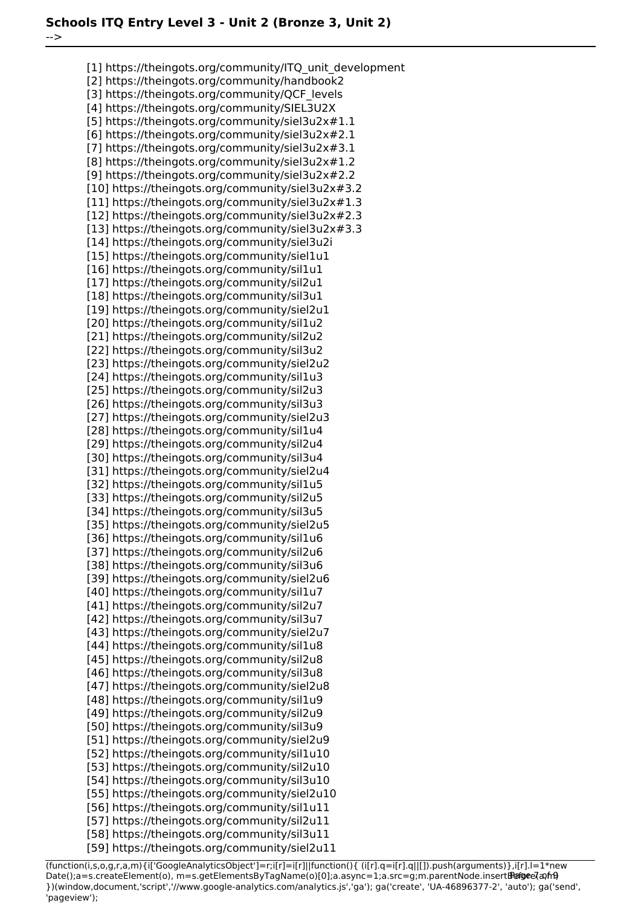[1] https://theingots.org/community/ITQ_unit_development
[2] https://theingots.org/community/handbook2
[3] https://theingots.org/community/QCF_levels
[4] https://theingots.org/community/SIEL3U2X
[5] https://theingots.org/community/siel3u2x#1.1
[6] https://theingots.org/community/siel3u2x#2.1
[7] https://theingots.org/community/siel3u2x#3.1
[8] https://theingots.org/community/siel3u2x#1.2
[9] https://theingots.org/community/siel3u2x#2.2
[10] https://theingots.org/community/siel3u2x#3.2
[11] https://theingots.org/community/siel3u2x#1.3
[12] https://theingots.org/community/siel3u2x#2.3
[13] https://theingots.org/community/siel3u2x#3.3
[14] https://theingots.org/community/siel3u2i
[15] https://theingots.org/community/siel1u1
[16] https://theingots.org/community/sil1u1
[17] https://theingots.org/community/sil2u1
[18] https://theingots.org/community/sil3u1
[19] https://theingots.org/community/siel2u1
[20] https://theingots.org/community/sil1u2
[21] https://theingots.org/community/sil2u2
[22] https://theingots.org/community/sil3u2
[23] https://theingots.org/community/siel2u2
[24] https://theingots.org/community/sil1u3
[25] https://theingots.org/community/sil2u3
[26] https://theingots.org/community/sil3u3
[27] https://theingots.org/community/siel2u3
[28] https://theingots.org/community/sil1u4
[29] https://theingots.org/community/sil2u4
[30] https://theingots.org/community/sil3u4
[31] https://theingots.org/community/siel2u4
[32] https://theingots.org/community/sil1u5
[33] https://theingots.org/community/sil2u5
[34] https://theingots.org/community/sil3u5
[35] https://theingots.org/community/siel2u5
[36] https://theingots.org/community/sil1u6
[37] https://theingots.org/community/sil2u6
[38] https://theingots.org/community/sil3u6
[39] https://theingots.org/community/siel2u6
[40] https://theingots.org/community/sil1u7
[41] https://theingots.org/community/sil2u7
[42] https://theingots.org/community/sil3u7
[43] https://theingots.org/community/siel2u7
[44] https://theingots.org/community/sil1u8
[45] https://theingots.org/community/sil2u8
[46] https://theingots.org/community/sil3u8
[47] https://theingots.org/community/siel2u8
[48] https://theingots.org/community/sil1u9
[49] https://theingots.org/community/sil2u9
[50] https://theingots.org/community/sil3u9
[51] https://theingots.org/community/siel2u9
[52] https://theingots.org/community/sil1u10
[53] https://theingots.org/community/sil2u10
[54] https://theingots.org/community/sil3u10
[55] https://theingots.org/community/siel2u10
[56] https://theingots.org/community/sil1u11
[57] https://theingots.org/community/sil2u11
[58] https://theingots.org/community/sil3u11
[59] https://theingots.org/community/siel2u11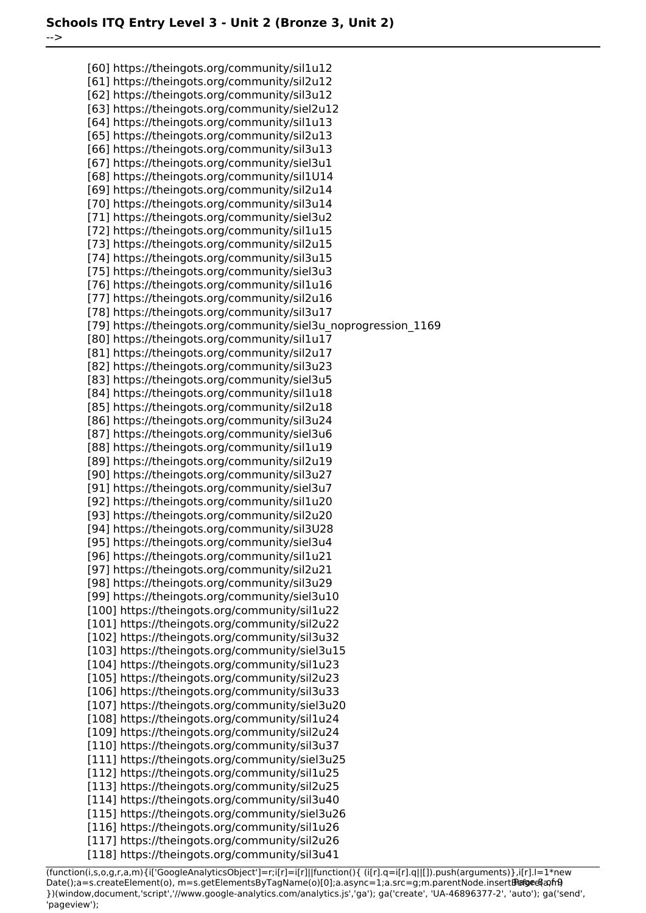[60] https://theingots.org/community/sil1u12
[61] https://theingots.org/community/sil2u12
[62] https://theingots.org/community/sil3u12
[63] https://theingots.org/community/siel2u12
[64] https://theingots.org/community/sil1u13
[65] https://theingots.org/community/sil2u13
[66] https://theingots.org/community/sil3u13
[67] https://theingots.org/community/siel3u1
[68] https://theingots.org/community/sil1U14
[69] https://theingots.org/community/sil2u14
[70] https://theingots.org/community/sil3u14
[71] https://theingots.org/community/siel3u2
[72] https://theingots.org/community/sil1u15
[73] https://theingots.org/community/sil2u15
[74] https://theingots.org/community/sil3u15
[75] https://theingots.org/community/siel3u3
[76] https://theingots.org/community/sil1u16
[77] https://theingots.org/community/sil2u16
[78] https://theingots.org/community/sil3u17
[79] https://theingots.org/community/siel3u_noprogression_1169
[80] https://theingots.org/community/sil1u17
[81] https://theingots.org/community/sil2u17
[82] https://theingots.org/community/sil3u23
[83] https://theingots.org/community/siel3u5
[84] https://theingots.org/community/sil1u18
[85] https://theingots.org/community/sil2u18
[86] https://theingots.org/community/sil3u24
[87] https://theingots.org/community/siel3u6
[88] https://theingots.org/community/sil1u19
[89] https://theingots.org/community/sil2u19
[90] https://theingots.org/community/sil3u27
[91] https://theingots.org/community/siel3u7
[92] https://theingots.org/community/sil1u20
[93] https://theingots.org/community/sil2u20
[94] https://theingots.org/community/sil3U28
[95] https://theingots.org/community/siel3u4
[96] https://theingots.org/community/sil1u21
[97] https://theingots.org/community/sil2u21
[98] https://theingots.org/community/sil3u29
[99] https://theingots.org/community/siel3u10
[100] https://theingots.org/community/sil1u22
[101] https://theingots.org/community/sil2u22
[102] https://theingots.org/community/sil3u32
[103] https://theingots.org/community/siel3u15
[104] https://theingots.org/community/sil1u23
[105] https://theingots.org/community/sil2u23
[106] https://theingots.org/community/sil3u33
[107] https://theingots.org/community/siel3u20
[108] https://theingots.org/community/sil1u24
[109] https://theingots.org/community/sil2u24
[110] https://theingots.org/community/sil3u37
[111] https://theingots.org/community/siel3u25
[112] https://theingots.org/community/sil1u25
[113] https://theingots.org/community/sil2u25
[114] https://theingots.org/community/sil3u40
[115] https://theingots.org/community/siel3u26
[116] https://theingots.org/community/sil1u26
[117] https://theingots.org/community/sil2u26
[118] https://theingots.org/community/sil3u41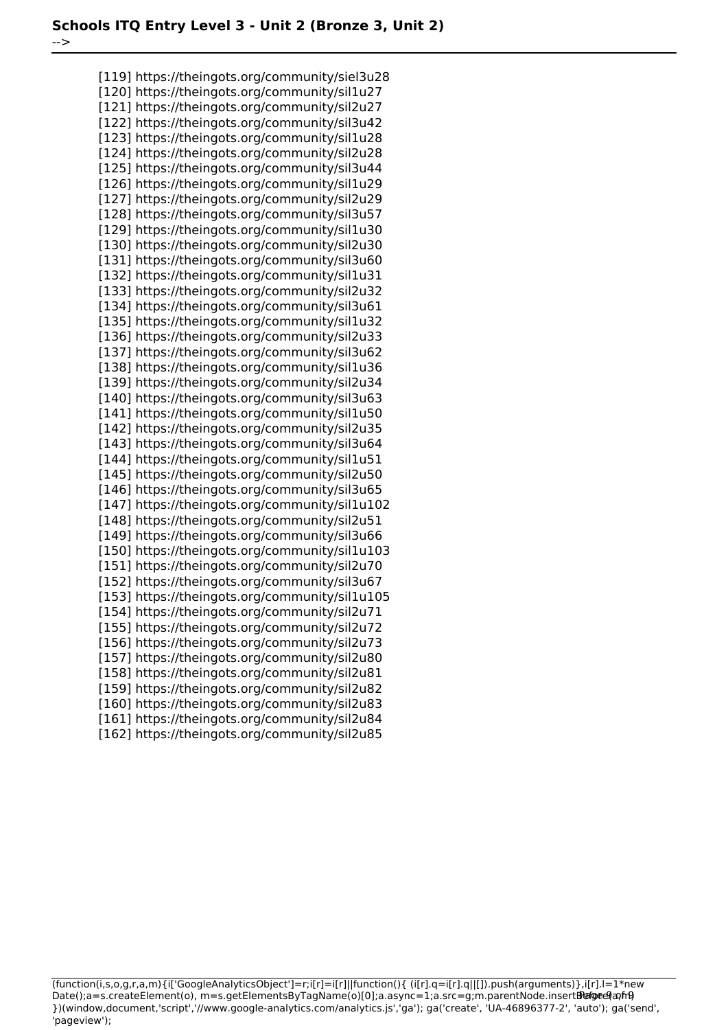[119] https://theingots.org/community/siel3u28
[120] https://theingots.org/community/sil1u27
[121] https://theingots.org/community/sil2u27
[122] https://theingots.org/community/sil3u42
[123] https://theingots.org/community/sil1u28
[124] https://theingots.org/community/sil2u28
[125] https://theingots.org/community/sil3u44
[126] https://theingots.org/community/sil1u29
[127] https://theingots.org/community/sil2u29
[128] https://theingots.org/community/sil3u57
[129] https://theingots.org/community/sil1u30
[130] https://theingots.org/community/sil2u30
[131] https://theingots.org/community/sil3u60
[132] https://theingots.org/community/sil1u31
[133] https://theingots.org/community/sil2u32
[134] https://theingots.org/community/sil3u61
[135] https://theingots.org/community/sil1u32
[136] https://theingots.org/community/sil2u33
[137] https://theingots.org/community/sil3u62
[138] https://theingots.org/community/sil1u36
[139] https://theingots.org/community/sil2u34
[140] https://theingots.org/community/sil3u63
[141] https://theingots.org/community/sil1u50
[142] https://theingots.org/community/sil2u35
[143] https://theingots.org/community/sil3u64
[144] https://theingots.org/community/sil1u51
[145] https://theingots.org/community/sil2u50
[146] https://theingots.org/community/sil3u65
[147] https://theingots.org/community/sil1u102
[148] https://theingots.org/community/sil2u51
[149] https://theingots.org/community/sil3u66
[150] https://theingots.org/community/sil1u103
[151] https://theingots.org/community/sil2u70
[152] https://theingots.org/community/sil3u67
[153] https://theingots.org/community/sil1u105
[154] https://theingots.org/community/sil2u71
[155] https://theingots.org/community/sil2u72
[156] https://theingots.org/community/sil2u73
[157] https://theingots.org/community/sil2u80
[158] https://theingots.org/community/sil2u81
[159] https://theingots.org/community/sil2u82
[160] https://theingots.org/community/sil2u83
[161] https://theingots.org/community/sil2u84
[162] https://theingots.org/community/sil2u85